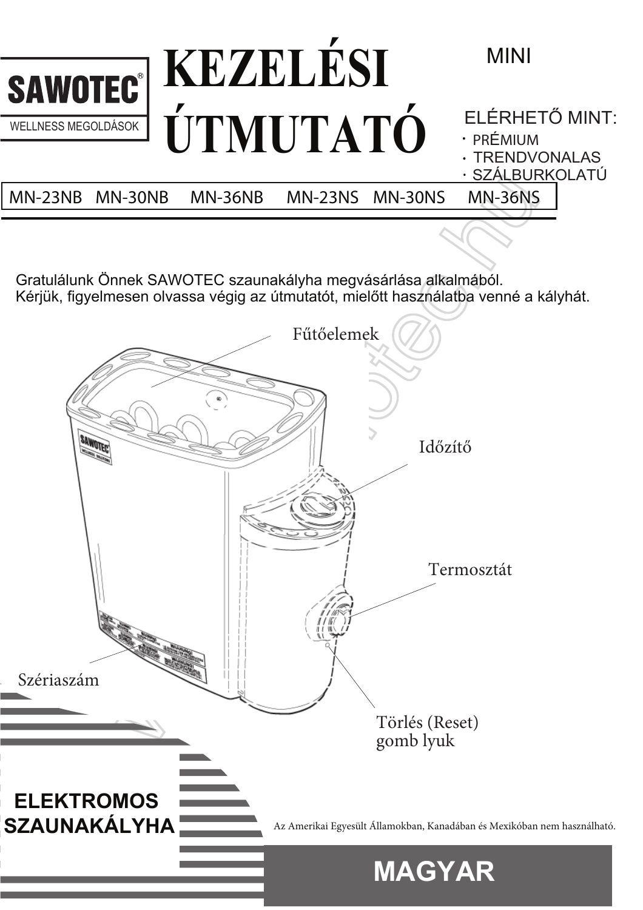**SAWOTEC**®

WELLNESS MEGOLDÁSOK

# KEZELÉSI ÚTMUTATÓ

MINI

ELÉRHETŐ MINT:

- PRÉMIUM
- TRENDVONALAS
- SZÁLBURKOLATÚ

| MN-23NB | MN-30NB | MN-36NB | MN-23NS | MN-30NS | MN-36NS |
|---|---|---|---|---|---|

Gratulálunk Önnek SAWOTEC szaunakályha megvásárlása alkalmából.
Kérjük, figyelmesen olvassa végig az útmutatót, mielőtt használatba venné a kályhát.

Fűtőelemek

Időzítő

Termosztát

Szériaszám

Törlés (Reset) gomb lyuk

**ELEKTROMOS SZAUNAKÁLYHA**

Az Amerikai Egyesült Államokban, Kanadában és Mexikóban nem használható.

**MAGYAR**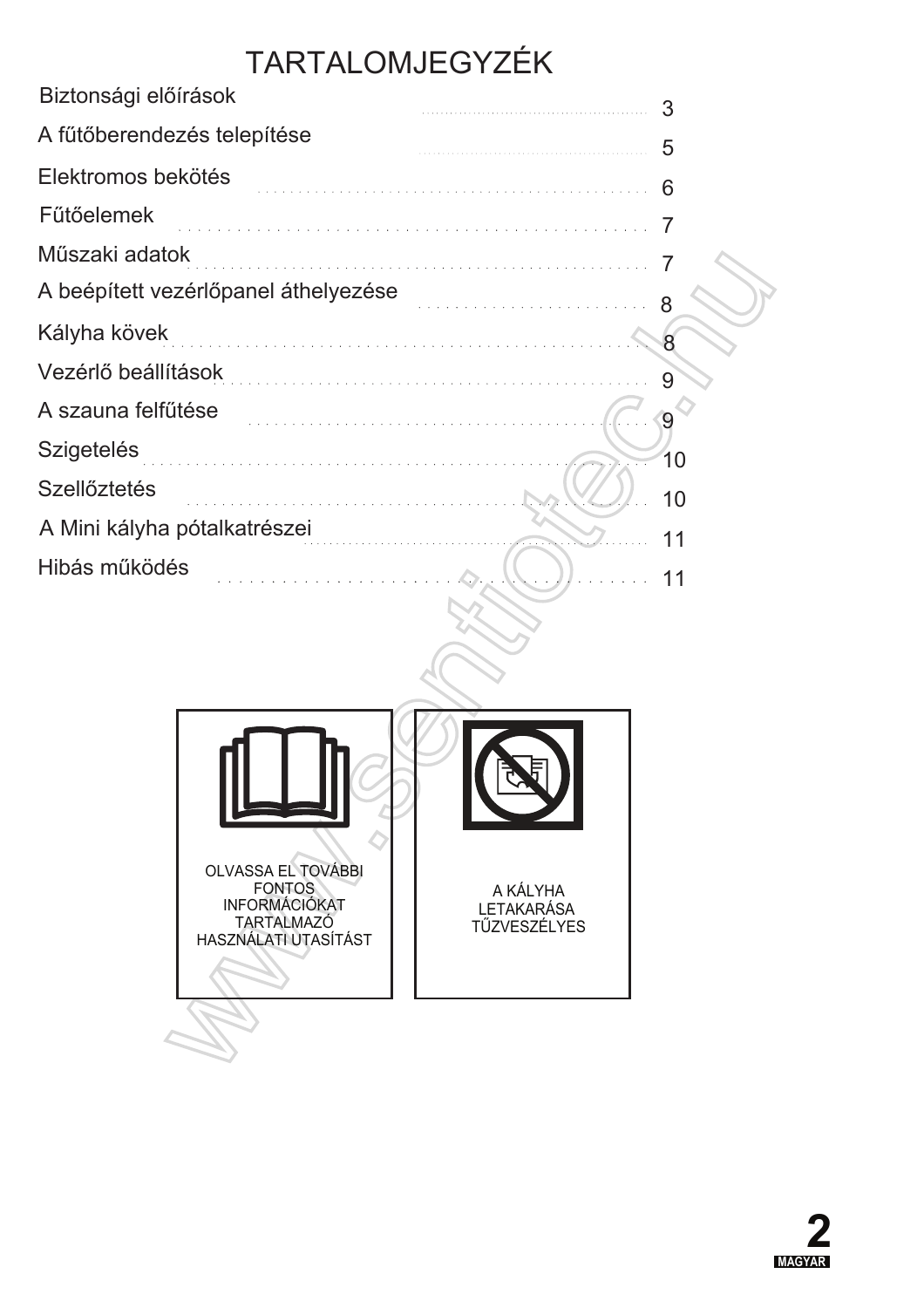# TARTALOMJEGYZÉK

| | |
|---|---|
| Biztonsági előírások | 3 |
| A fűtőberendezés telepítése | 5 |
| Elektromos bekötés | 6 |
| Fűtőelemek | 7 |
| Műszaki adatok | 7 |
| A beépített vezérlőpanel áthelyezése | 8 |
| Kályha kövek | 8 |
| Vezérlő beállítások | 9 |
| A szauna felfűtése | 9 |
| Szigetelés | 10 |
| Szellőztetés | 10 |
| A Mini kályha pótalkatrészei | 11 |
| Hibás működés | 11 |

OLVASSA EL TOVÁBBI FONTOS INFORMÁCIÓKAT TARTALMAZÓ HASZNÁLATI UTASÍTÁST

A KÁLYHA LETAKARÁSA TŰZVESZÉLYES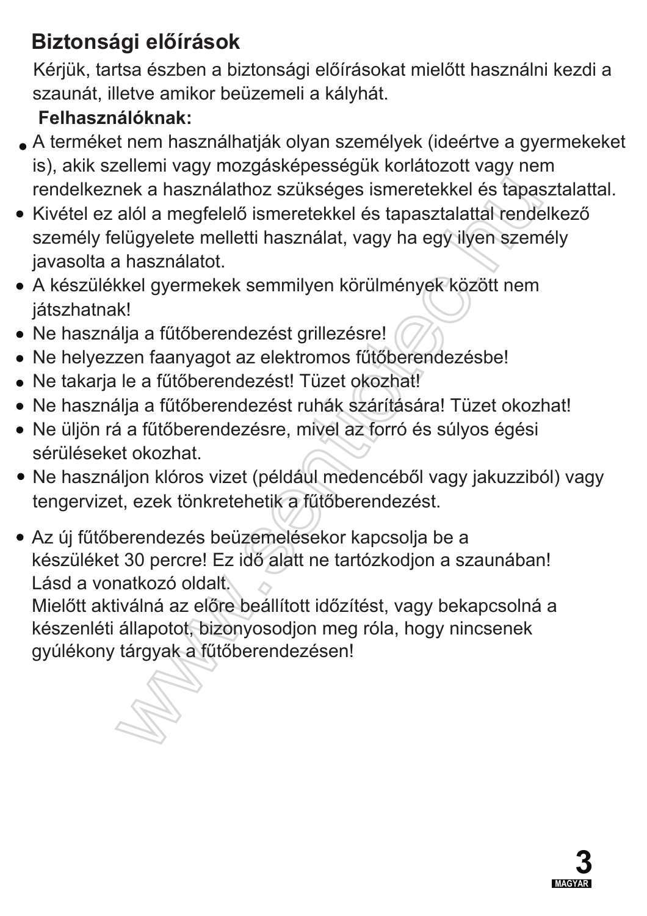## Biztonsági előírások

Kérjük, tartsa észben a biztonsági előírásokat mielőtt használni kezdi a szaunát, illetve amikor beüzemeli a kályhát.

**Felhasználóknak:**

- A terméket nem használhatják olyan személyek (ideértve a gyermekeket is), akik szellemi vagy mozgásképességük korlátozott vagy nem rendelkeznek a használathoz szükséges ismeretekkel és tapasztalattal.
- Kivétel ez alól a megfelelő ismeretekkel és tapasztalattal rendelkező személy felügyelete melletti használat, vagy ha egy ilyen személy javasolta a használatot.
- A készülékkel gyermekek semmilyen körülmények között nem játszhatnak!
- Ne használja a fűtőberendezést grillezésre!
- Ne helyezzen faanyagot az elektromos fűtőberendezésbe!
- Ne takarja le a fűtőberendezést! Tüzet okozhat!
- Ne használja a fűtőberendezést ruhák szárítására! Tüzet okozhat!
- Ne üljön rá a fűtőberendezésre, mivel az forró és súlyos égési sérüléseket okozhat.
- Ne használjon klóros vizet (például medencéből vagy jakuzziból) vagy tengervizet, ezek tönkretehetik a fűtőberendezést.

- Az új fűtőberendezés beüzemelésekor kapcsolja be a készüléket 30 percre! Ez idő alatt ne tartózkodjon a szaunában! Lásd a vonatkozó oldalt.
  Mielőtt aktiválná az előre beállított időzítést, vagy bekapcsolná a készenléti állapotot, bizonyosodjon meg róla, hogy nincsenek gyúlékony tárgyak a fűtőberendezésen!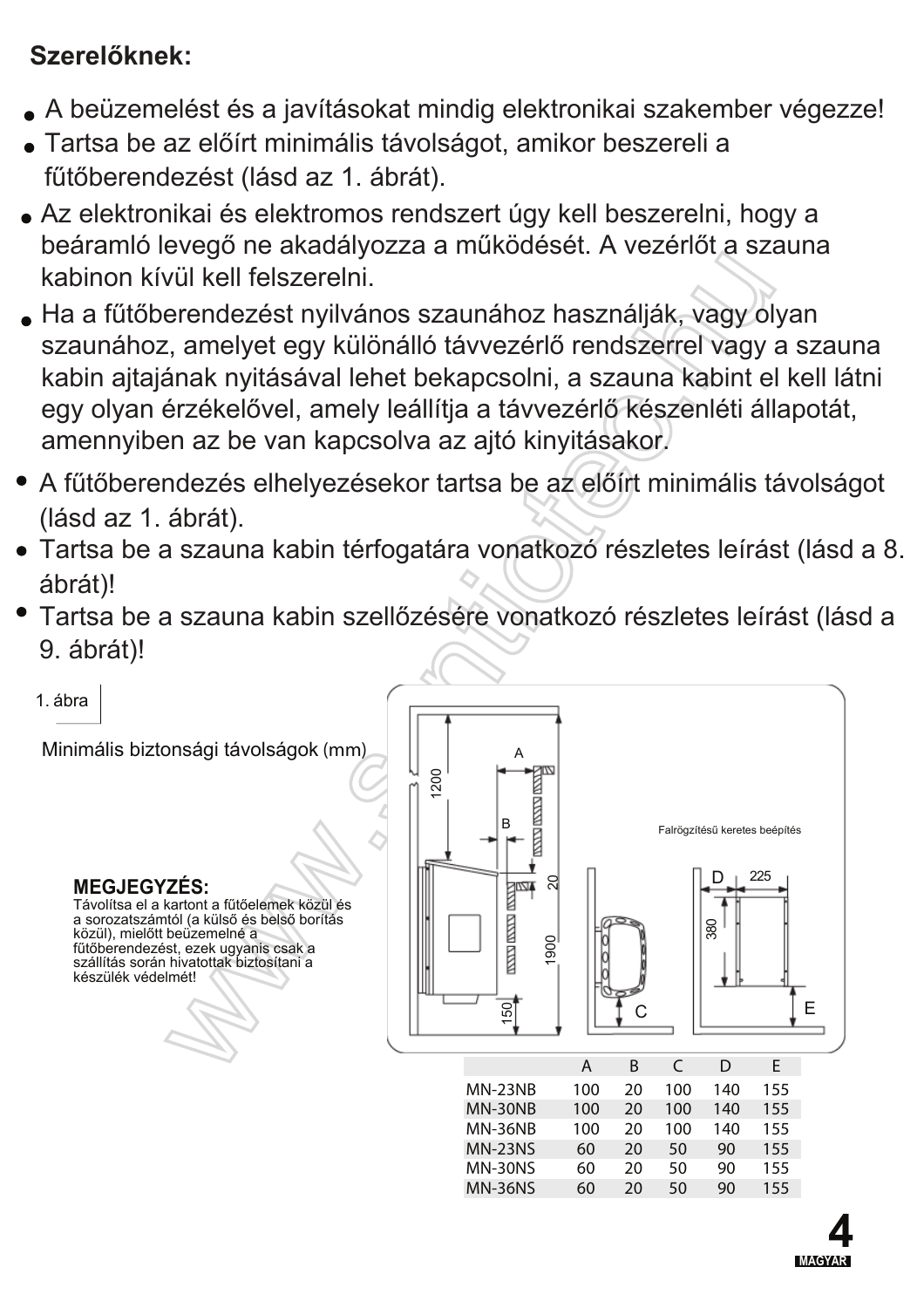**Szerelőknek:**

- A beüzemelést és a javításokat mindig elektronikai szakember végezze!
- Tartsa be az előírt minimális távolságot, amikor beszereli a fűtőberendezést (lásd az 1. ábrát).
- Az elektronikai és elektromos rendszert úgy kell beszerelni, hogy a beáramló levegő ne akadályozza a működését. A vezérlőt a szauna kabinon kívül kell felszerelni.
- Ha a fűtőberendezést nyilvános szaunához használják, vagy olyan szaunához, amelyet egy különálló távvezérlő rendszerrel vagy a szauna kabin ajtajának nyitásával lehet bekapcsolni, a szauna kabint el kell látni egy olyan érzékelővel, amely leállítja a távvezérlő készenléti állapotát, amennyiben az be van kapcsolva az ajtó kinyitásakor.
- A fűtőberendezés elhelyezésekor tartsa be az előírt minimális távolságot (lásd az 1. ábrát).
- Tartsa be a szauna kabin térfogatára vonatkozó részletes leírást (lásd a 8. ábrát)!
- Tartsa be a szauna kabin szellőzésére vonatkozó részletes leírást (lásd a 9. ábrát)!

1. ábra

Minimális biztonsági távolságok (mm)

**MEGJEGYZÉS:**
Távolítsa el a kartont a fűtőelemek közül és a sorozatszámtól (a külső és belső borítás közül), mielőtt beüzemelné a fűtőberendezést, ezek ugyanis csak a szállítás során hivatottak biztosítani a készülék védelmét!

Falrögzítésű keretes beépítés

| | A | B | C | D | E |
|---|---|---|---|---|---|
| MN-23NB | 100 | 20 | 100 | 140 | 155 |
| MN-30NB | 100 | 20 | 100 | 140 | 155 |
| MN-36NB | 100 | 20 | 100 | 140 | 155 |
| MN-23NS | 60 | 20 | 50 | 90 | 155 |
| MN-30NS | 60 | 20 | 50 | 90 | 155 |
| MN-36NS | 60 | 20 | 50 | 90 | 155 |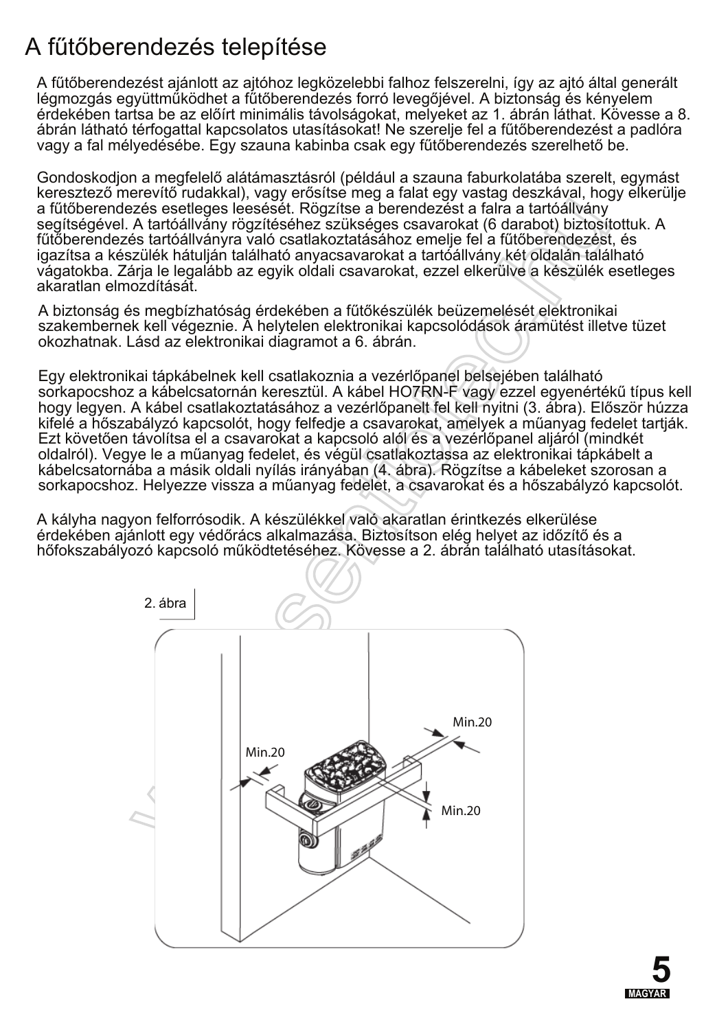# A fűtőberendezés telepítése

A fűtőberendezést ajánlott az ajtóhoz legközelebbi falhoz felszerelni, így az ajtó által generált légmozgás együttműködhet a fűtőberendezés forró levegőjével. A biztonság és kényelem érdekében tartsa be az előírt minimális távolságokat, melyeket az 1. ábrán láthat. Kövesse a 8. ábrán látható térfogattal kapcsolatos utasításokat! Ne szerelje fel a fűtőberendezést a padlóra vagy a fal mélyedésébe. Egy szauna kabinba csak egy fűtőberendezés szerelhető be.

Gondoskodjon a megfelelő alátámasztásról (például a szauna faburkolatába szerelt, egymást keresztező merevítő rudakkal), vagy erősítse meg a falat egy vastag deszkával, hogy elkerülje a fűtőberendezés esetleges leesését. Rögzítse a berendezést a falra a tartóállvány segítségével. A tartóállvány rögzítéséhez szükséges csavarokat (6 darabot) biztosítottuk. A fűtőberendezés tartóállványra való csatlakoztatásához emelje fel a fűtőberendezést, és igazítsa a készülék hátulján található anyacsavarokat a tartóállvány két oldalán található vágatokba. Zárja le legalább az egyik oldali csavarokat, ezzel elkerülve a készülék esetleges akaratlan elmozdítását.

A biztonság és megbízhatóság érdekében a fűtőkészülék beüzemelését elektronikai szakembernek kell végeznie. A helytelen elektronikai kapcsolódások áramütést illetve tüzet okozhatnak. Lásd az elektronikai diagramot a 6. ábrán.

Egy elektronikai tápkábelnek kell csatlakoznia a vezérlőpanel belsejében található sorkapocshoz a kábelcsatornán keresztül. A kábel HO7RN-F vagy ezzel egyenértékű típus kell hogy legyen. A kábel csatlakoztatásához a vezérlőpanelt fel kell nyitni (3. ábra). Először húzza kifelé a hőszabályzó kapcsolót, hogy felfedje a csavarokat, amelyek a műanyag fedelet tartják. Ezt követően távolítsa el a csavarokat a kapcsoló alól és a vezérlőpanel aljáról (mindkét oldalról). Vegye le a műanyag fedelet, és végül csatlakoztassa az elektronikai tápkábelt a kábelcsatornába a másik oldali nyílás irányában (4. ábra). Rögzítse a kábeleket szorosan a sorkapocshoz. Helyezze vissza a műanyag fedelet, a csavarokat és a hőszabályzó kapcsolót.

A kályha nagyon felforrósodik. A készülékkel való akaratlan érintkezés elkerülése érdekében ajánlott egy védőrács alkalmazása. Biztosítson elég helyet az időzítő és a hőfokszabályozó kapcsoló működtetéséhez. Kövesse a 2. ábrán található utasításokat.

2. ábra

Min.20

Min.20

Min.20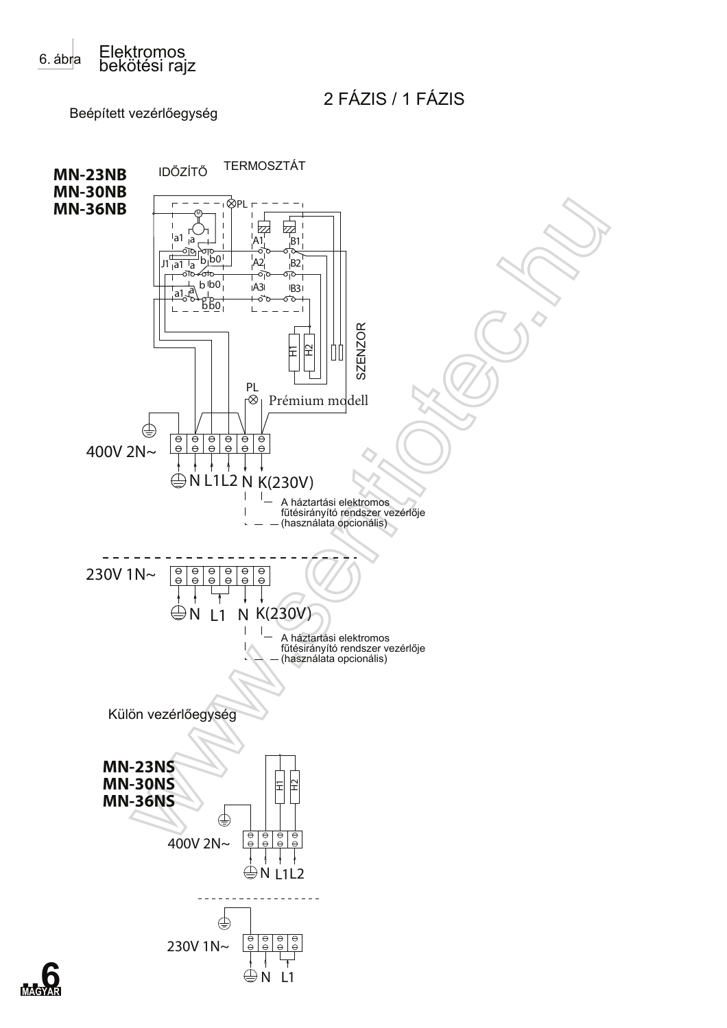6. ábra Elektromos bekötési rajz

## 2 FÁZIS / 1 FÁZIS

Beépített vezérlőegység

**MN-23NB**
**MN-30NB**
**MN-36NB**

IDŐZÍTŐ

TERMOSZTÁT

PL

a1 a b b0

J1 a1 a b b0

a1 a b b0

A1 B1

A2 B2

A3 B3

H1 H2

SZENZOR

PL

Prémium modell

400V 2N~

N L1 L2 N K(230V)

A háztartási elektromos fűtésirányító rendszer vezérlője (használata opcionális)

230V 1N~

N L1 N K(230V)

A háztartási elektromos fűtésirányító rendszer vezérlője (használata opcionális)

Külön vezérlőegység

**MN-23NS**
**MN-30NS**
**MN-36NS**

H1 H2

400V 2N~

N L1 L2

230V 1N~

N L1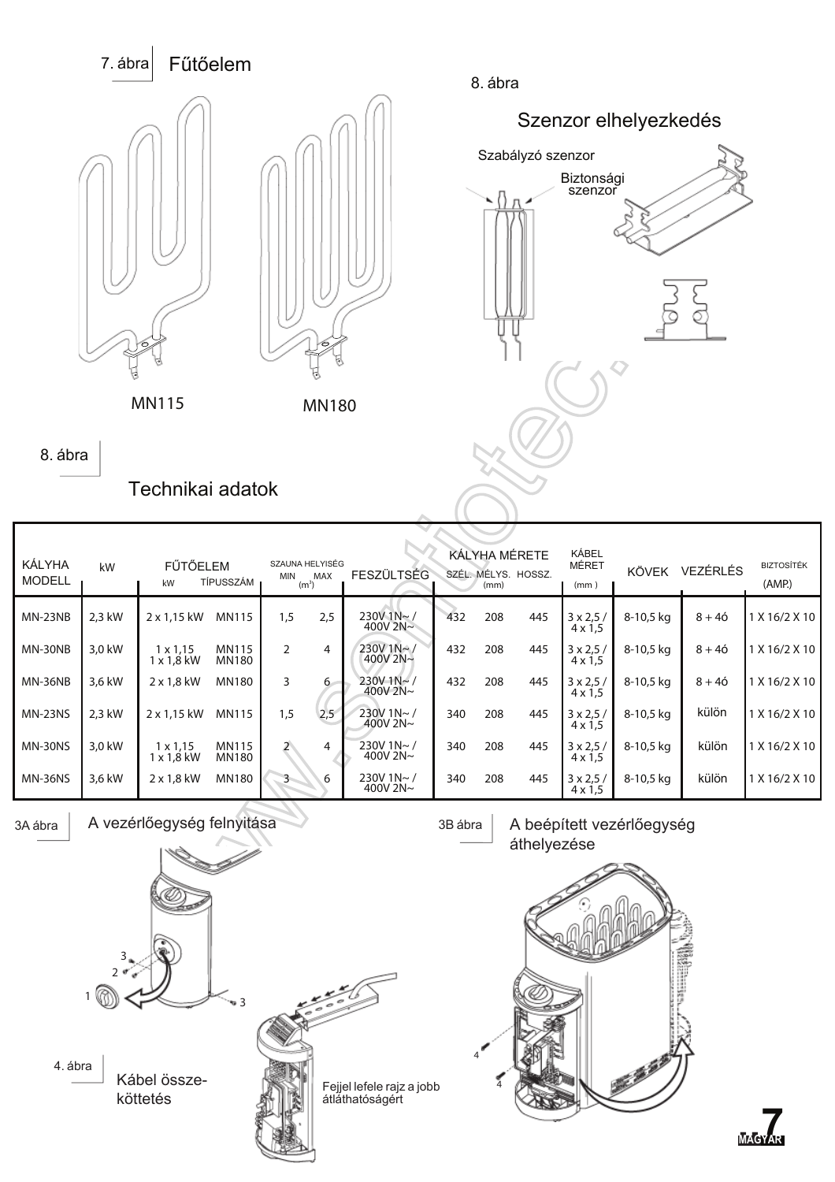7. ábra **Fűtőelem**

MN115

MN180

8. ábra

## Szenzor elhelyezkedés

Szabályzó szenzor

Biztonsági szenzor

8. ábra

## Technikai adatok

| KÁLYHA MODELL | kW | FŰTŐELEM kW | FŰTŐELEM TÍPUSSZÁM | SZAUNA HELYISÉG MIN (m³) | SZAUNA HELYISÉG MAX (m³) | FESZÜLTSÉG | KÁLYHA MÉRETE SZÉL. (mm) | KÁLYHA MÉRETE MÉLYS. (mm) | KÁLYHA MÉRETE HOSSZ. (mm) | KÁBEL MÉRET (mm) | KÖVEK | VEZÉRLÉS | BIZTOSÍTÉK (AMP.) |
|---|---|---|---|---|---|---|---|---|---|---|---|---|---|
| MN-23NB | 2,3 kW | 2 x 1,15 kW | MN115 | 1,5 | 2,5 | 230V 1N~ / 400V 2N~ | 432 | 208 | 445 | 3 x 2,5 / 4 x 1,5 | 8-10,5 kg | 8 + 4ó | 1 X 16/2 X 10 |
| MN-30NB | 3,0 kW | 1 x 1,15 1 x 1,8 kW | MN115 MN180 | 2 | 4 | 230V 1N~ / 400V 2N~ | 432 | 208 | 445 | 3 x 2,5 / 4 x 1,5 | 8-10,5 kg | 8 + 4ó | 1 X 16/2 X 10 |
| MN-36NB | 3,6 kW | 2 x 1,8 kW | MN180 | 3 | 6 | 230V 1N~ / 400V 2N~ | 432 | 208 | 445 | 3 x 2,5 / 4 x 1,5 | 8-10,5 kg | 8 + 4ó | 1 X 16/2 X 10 |
| MN-23NS | 2,3 kW | 2 x 1,15 kW | MN115 | 1,5 | 2,5 | 230V 1N~ / 400V 2N~ | 340 | 208 | 445 | 3 x 2,5 / 4 x 1,5 | 8-10,5 kg | külön | 1 X 16/2 X 10 |
| MN-30NS | 3,0 kW | 1 x 1,15 1 x 1,8 kW | MN115 MN180 | 2 | 4 | 230V 1N~ / 400V 2N~ | 340 | 208 | 445 | 3 x 2,5 / 4 x 1,5 | 8-10,5 kg | külön | 1 X 16/2 X 10 |
| MN-36NS | 3,6 kW | 2 x 1,8 kW | MN180 | 3 | 6 | 230V 1N~ / 400V 2N~ | 340 | 208 | 445 | 3 x 2,5 / 4 x 1,5 | 8-10,5 kg | külön | 1 X 16/2 X 10 |

3A ábra **A vezérlőegység felnyitása**

3B ábra **A beépített vezérlőegység áthelyezése**

4. ábra **Kábel összeköttetés**

Fejjel lefele rajz a jobb átláthatóságért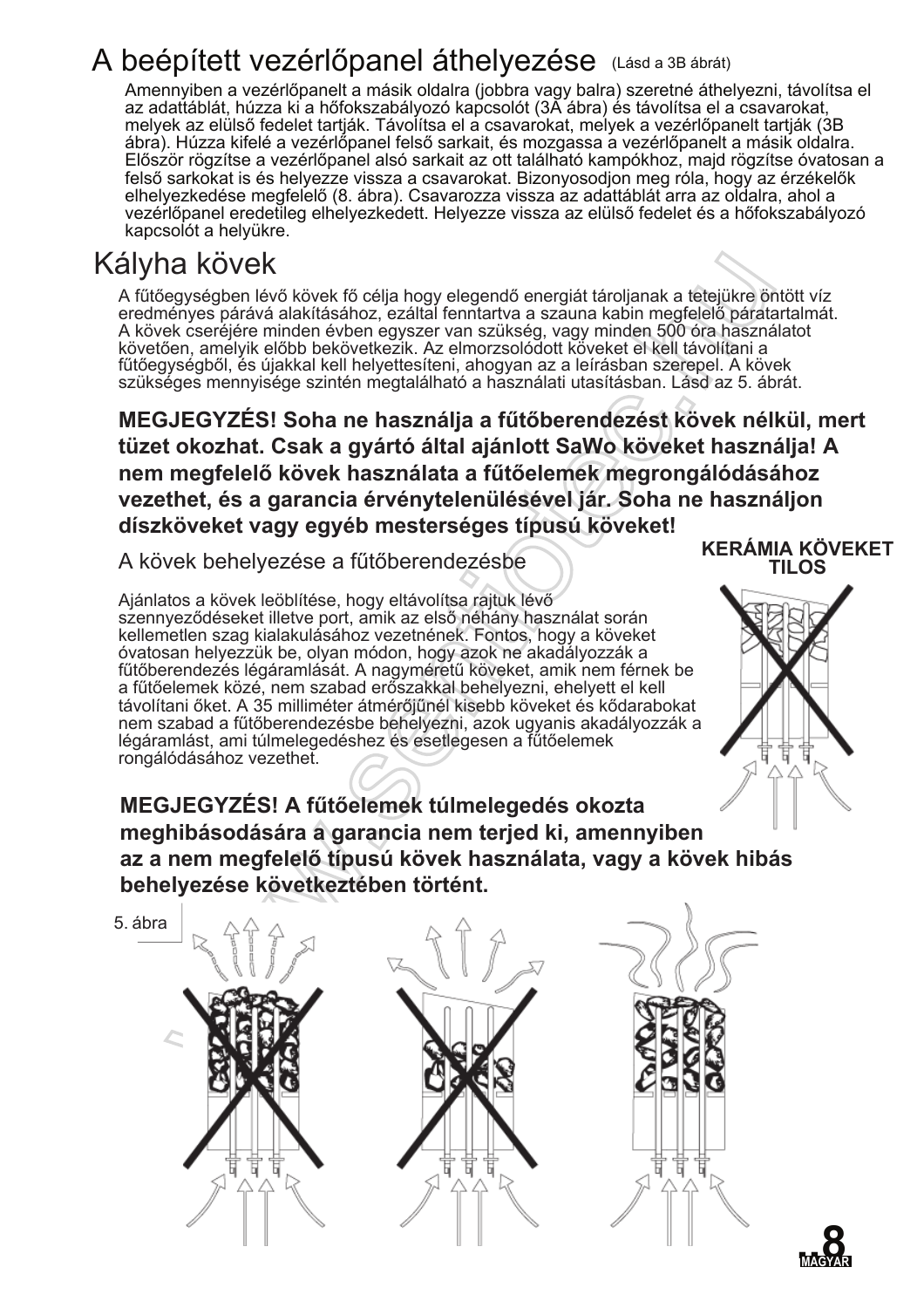# A beépített vezérlőpanel áthelyezése (Lásd a 3B ábrát)

Amennyiben a vezérlőpanelt a másik oldalra (jobbra vagy balra) szeretné áthelyezni, távolítsa el az adattáblát, húzza ki a hőfokszabályozó kapcsolót (3A ábra) és távolítsa el a csavarokat, melyek az elülső fedelet tartják. Távolítsa el a csavarokat, melyek a vezérlőpanelt tartják (3B ábra). Húzza kifelé a vezérlőpanel felső sarkait, és mozgassa a vezérlőpanelt a másik oldalra. Először rögzítse a vezérlőpanel alsó sarkait az ott található kampókhoz, majd rögzítse óvatosan a felső sarkokat is és helyezze vissza a csavarokat. Bizonyosodjon meg róla, hogy az érzékelők elhelyezkedése megfelelő (8. ábra). Csavarozza vissza az adattáblát arra az oldalra, ahol a vezérlőpanel eredetileg elhelyezkedett. Helyezze vissza az elülső fedelet és a hőfokszabályozó kapcsolót a helyükre.

# Kályha kövek

A fűtőegységben lévő kövek fő célja hogy elegendő energiát tároljanak a tetejükre öntött víz eredményes párává alakításához, ezáltal fenntartva a szauna kabin megfelelő páratartalmát. A kövek cseréjére minden évben egyszer van szükség, vagy minden 500 óra használatot követően, amelyik előbb bekövetkezik. Az elmorzsolódott köveket el kell távolítani a fűtőegységből, és újakkal kell helyettesíteni, ahogyan az a leírásban szerepel. A kövek szükséges mennyisége szintén megtalálható a használati utasításban. Lásd az 5. ábrát.

**MEGJEGYZÉS! Soha ne használja a fűtőberendezést kövek nélkül, mert tüzet okozhat. Csak a gyártó által ajánlott SaWo köveket használja! A nem megfelelő kövek használata a fűtőelemek megrongálódásához vezethet, és a garancia érvénytelenülésével jár. Soha ne használjon díszköveket vagy egyéb mesterséges típusú köveket!**

## A kövek behelyezése a fűtőberendezésbe

**KERÁMIA KÖVEKET TILOS**

Ajánlatos a kövek leöblítése, hogy eltávolítsa rajtuk lévő szennyeződéseket illetve port, amik az első néhány használat során kellemetlen szag kialakulásához vezetnének. Fontos, hogy a köveket óvatosan helyezzük be, olyan módon, hogy azok ne akadályozzák a fűtőberendezés légáramlását. A nagyméretű köveket, amik nem férnek be a fűtőelemek közé, nem szabad erőszakkal behelyezni, ehelyett el kell távolítani őket. A 35 milliméter átmérőjűnél kisebb köveket és kődarabokat nem szabad a fűtőberendezésbe behelyezni, azok ugyanis akadályozzák a légáramlást, ami túlmelegedéshez és esetlegesen a fűtőelemek rongálódásához vezethet.

**MEGJEGYZÉS! A fűtőelemek túlmelegedés okozta meghibásodására a garancia nem terjed ki, amennyiben az a nem megfelelő típusú kövek használata, vagy a kövek hibás behelyezése következtében történt.**

5. ábra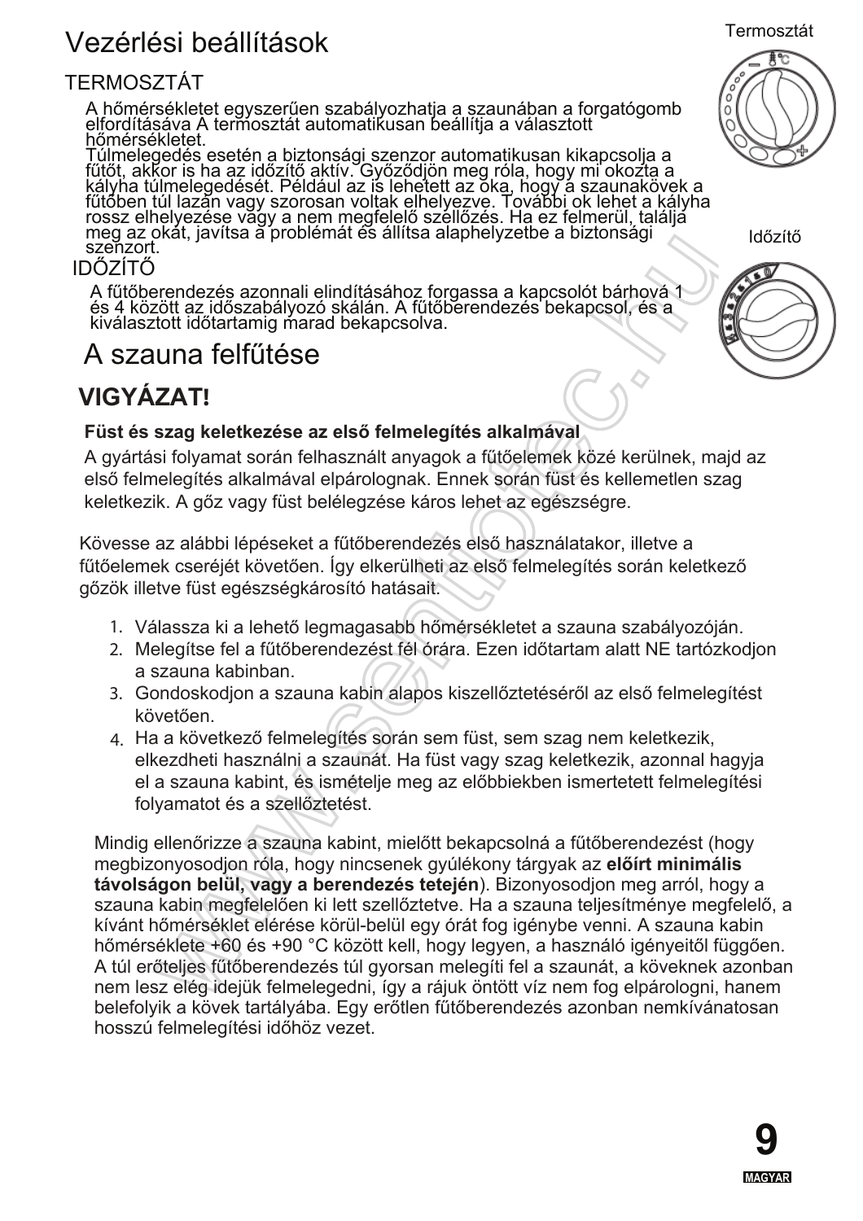# Vezérlési beállítások

## TERMOSZTÁT

A hőmérsékletet egyszerűen szabályozhatja a szaunában a forgatógomb elfordításáva A termosztát automatikusan beállítja a választott hőmérsékletet.
Túlmelegedés esetén a biztonsági szenzor automatikusan kikapcsolja a fűtőt, akkor is ha az időzítő aktív. Győződjön meg róla, hogy mi okozta a kályha túlmelegedését. Például az is lehetett az oka, hogy a szaunakövek a fűtőben túl lazán vagy szorosan voltak elhelyezve. További ok lehet a kályha rossz elhelyezése vagy a nem megfelelő szellőzés. Ha ez felmerül, találja meg az okát, javítsa a problémát és állítsa alaphelyzetbe a biztonsági szenzort.

Termosztát

## IDŐZÍTŐ

A fűtőberendezés azonnali elindításához forgassa a kapcsolót bárhová 1 és 4 között az időszabályozó skálán. A fűtőberendezés bekapcsol, és a kiválasztott időtartamig marad bekapcsolva.

Időzítő

# A szauna felfűtése

## VIGYÁZAT!

**Füst és szag keletkezése az első felmelegítés alkalmával**

A gyártási folyamat során felhasznált anyagok a fűtőelemek közé kerülnek, majd az első felmelegítés alkalmával elpárolognak. Ennek során füst és kellemetlen szag keletkezik. A gőz vagy füst belélegzése káros lehet az egészségre.

Kövesse az alábbi lépéseket a fűtőberendezés első használatakor, illetve a fűtőelemek cseréjét követően. Így elkerülheti az első felmelegítés során keletkező gőzök illetve füst egészségkárosító hatásait.

1. Válassza ki a lehető legmagasabb hőmérsékletet a szauna szabályozóján.
2. Melegítse fel a fűtőberendezést fél órára. Ezen időtartam alatt NE tartózkodjon a szauna kabinban.
3. Gondoskodjon a szauna kabin alapos kiszellőztetéséről az első felmelegítést követően.
4. Ha a következő felmelegítés során sem füst, sem szag nem keletkezik, elkezdheti használni a szaunát. Ha füst vagy szag keletkezik, azonnal hagyja el a szauna kabint, és ismételje meg az előbbiekben ismertetett felmelegítési folyamatot és a szellőztetést.

Mindig ellenőrizze a szauna kabint, mielőtt bekapcsolná a fűtőberendezést (hogy megbizonyosodjon róla, hogy nincsenek gyúlékony tárgyak az **előírt minimális távolságon belül, vagy a berendezés tetején**). Bizonyosodjon meg arról, hogy a szauna kabin megfelelően ki lett szellőztetve. Ha a szauna teljesítménye megfelelő, a kívánt hőmérséklet elérése körül-belül egy órát fog igénybe venni. A szauna kabin hőmérséklete +60 és +90 °C között kell, hogy legyen, a használó igényeitől függően. A túl erőteljes fűtőberendezés túl gyorsan melegíti fel a szaunát, a köveknek azonban nem lesz elég idejük felmelegedni, így a rájuk öntött víz nem fog elpárologni, hanem belefolyik a kövek tartályába. Egy erőtlen fűtőberendezés azonban nemkívánatosan hosszú felmelegítési időhöz vezet.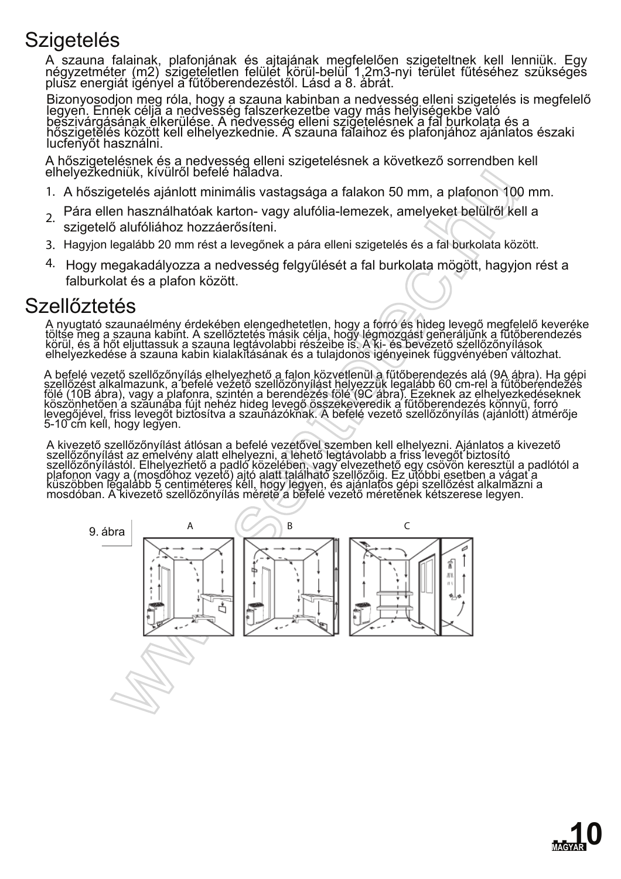# Szigetelés

A szauna falainak, plafonjának és ajtajának megfelelően szigeteltnek kell lenniük. Egy négyzetméter (m2) szigeteletlen felület körül-belül 1,2m3-nyi terület fűtéséhez szükséges plusz energiát igényel a fűtőberendezéstől. Lásd a 8. ábrát.

Bizonyosodjon meg róla, hogy a szauna kabinban a nedvesség elleni szigetelés is megfelelő legyen. Ennek célja a nedvesség falszerkezetbe vagy más helyiségekbe való beszivárgásának elkerülése. A nedvesség elleni szigetelésnek a fal burkolata és a hőszigetelés között kell elhelyezkednie. A szauna falaihoz és plafonjához ajánlatos északi lucfenyőt használni.

A hőszigetelésnek és a nedvesség elleni szigetelésnek a következő sorrendben kell elhelyezkedniük, kívülről befelé haladva.

1. A hőszigetelés ajánlott minimális vastagsága a falakon 50 mm, a plafonon 100 mm.
2. Pára ellen használhatóak karton- vagy alufólia-lemezek, amelyeket belülről kell a szigetelő alufóliához hozzáerősíteni.
3. Hagyjon legalább 20 mm rést a levegőnek a pára elleni szigetelés és a fal burkolata között.
4. Hogy megakadályozza a nedvesség felgyűlését a fal burkolata mögött, hagyjon rést a falburkolat és a plafon között.

# Szellőztetés

A nyugtató szaunaélmény érdekében elengedhetetlen, hogy a forró és hideg levegő megfelelő keveréke töltse meg a szauna kabint. A szellőztetés másik célja, hogy légmozgást generáljunk a fűtőberendezés körül, és a hőt eljuttassuk a szauna legtávolabbi részeibe is. A ki- és bevezető szellőzőnyílások elhelyezkedése a szauna kabin kialakításának és a tulajdonos igényeinek függvényében változhat.

A befelé vezető szellőzőnyílás elhelyezhető a falon közvetlenül a fűtőberendezés alá (9A ábra). Ha gépi szellőzést alkalmazunk, a befelé vezető szellőzőnyílást helyezzük legalább 60 cm-rel a fűtőberendezés fölé (10B ábra), vagy a plafonra, szintén a berendezés fölé (9C ábra). Ezeknek az elhelyezkedéseknek köszönhetően a szaunába fújt nehéz hideg levegő összekeveredik a fűtőberendezés könnyű, forró levegőjével, friss levegőt biztosítva a szaunázóknak. A befelé vezető szellőzőnyílás (ajánlott) átmérője 5-10 cm kell, hogy legyen.

A kivezető szellőzőnyílást átlósan a befelé vezetővel szemben kell elhelyezni. Ajánlatos a kivezető szellőzőnyílást az emelvény alatt elhelyezni, a lehető legtávolabb a friss levegőt biztosító szellőzőnyílástól. Elhelyezhető a padló közelében, vagy elvezethető egy csövön keresztül a padlótól a plafonon vagy a (mosdóhoz vezető) ajtó alatt található szellőzőig. Ez utóbbi esetben a vágat a küszöbben legalább 5 centiméteres kell, hogy legyen, és ajánlatos gépi szellőzést alkalmazni a mosdóban. A kivezető szellőzőnyílás mérete a befelé vezető méretének kétszerese legyen.

9. ábra

A B C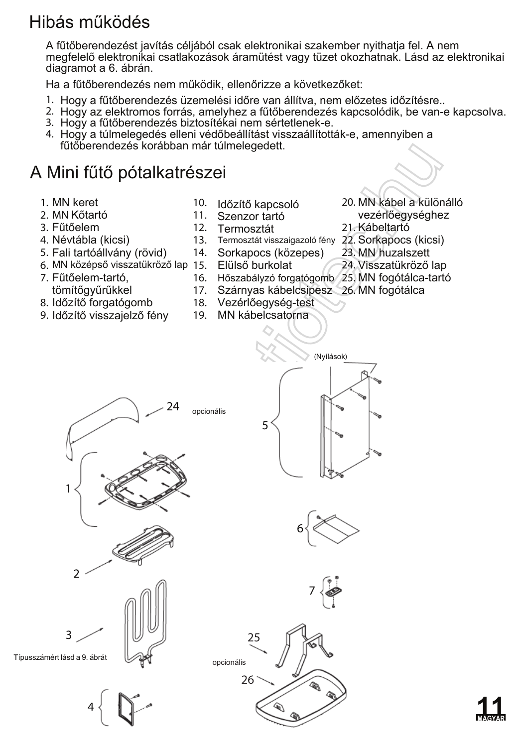# Hibás működés

A fűtőberendezést javítás céljából csak elektronikai szakember nyithatja fel. A nem megfelelő elektronikai csatlakozások áramütést vagy tüzet okozhatnak. Lásd az elektronikai diagramot a 6. ábrán.

Ha a fűtőberendezés nem működik, ellenőrizze a következőket:

1. Hogy a fűtőberendezés üzemelési időre van állítva, nem előzetes időzítésre..
2. Hogy az elektromos forrás, amelyhez a fűtőberendezés kapcsolódik, be van-e kapcsolva.
3. Hogy a fűtőberendezés biztosítékai nem sértetlenek-e.
4. Hogy a túlmelegedés elleni védőbeállítást visszaállították-e, amennyiben a fűtőberendezés korábban már túlmelegedett.

# A Mini fűtő pótalkatrészei

1. MN keret
2. MN Kőtartó
3. Fűtőelem
4. Névtábla (kicsi)
5. Fali tartóállvány (rövid)
6. MN középső visszatükröző lap
7. Fűtőelem-tartó, tömítőgyűrűkkel
8. Időzítő forgatógomb
9. Időzítő visszajelző fény
10. Időzítő kapcsoló
11. Szenzor tartó
12. Termosztát
13. Termosztát visszaigazoló fény
14. Sorkapocs (közepes)
15. Elülső burkolat
16. Hőszabályzó forgatógomb
17. Szárnyas kábelcsipesz
18. Vezérlőegység-test
19. MN kábelcsatorna
20. MN kábel a különálló vezérlőegységhez
21. Kábeltartó
22. Sorkapocs (kicsi)
23. MN huzalszett
24. Visszatükröző lap
25. MN fogótálca-tartó
26. MN fogótálca

24 opcionális

(Nyílások)

Típusszámért lásd a 9. ábrát

25, 26 opcionális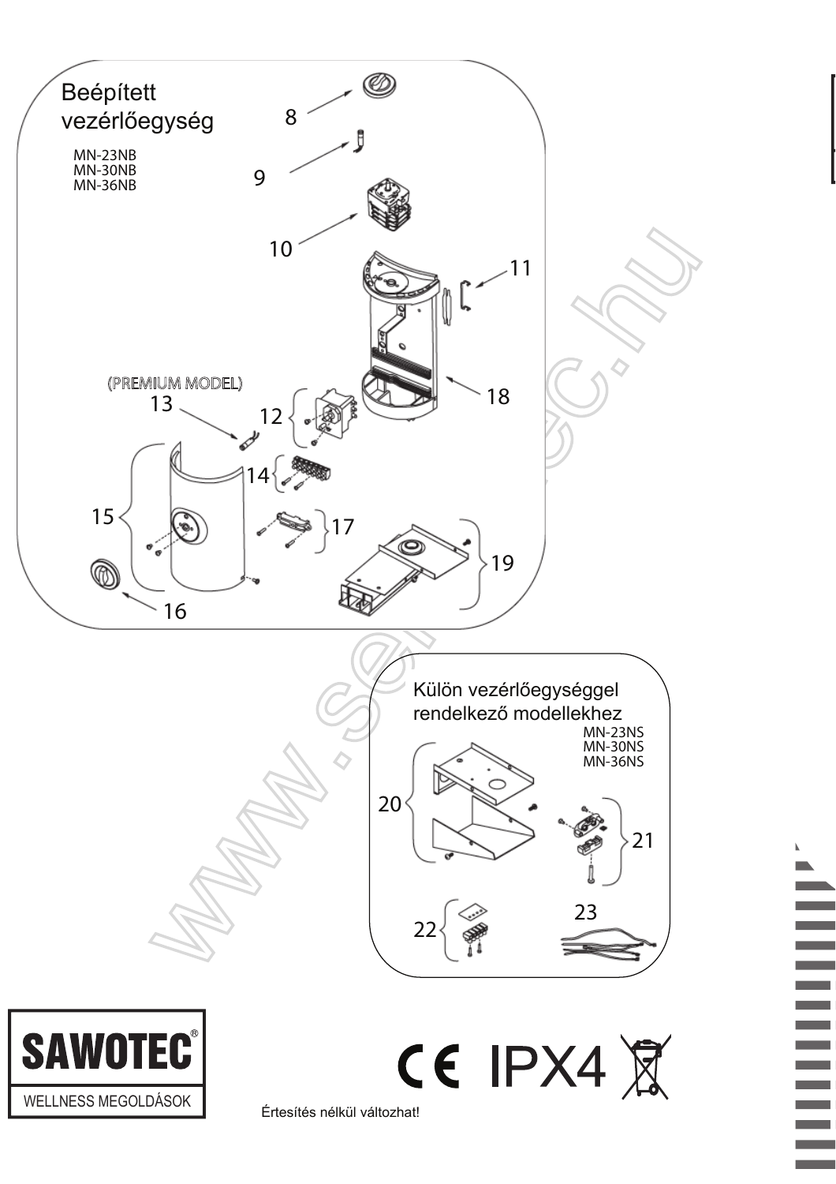## Beépített vezérlőegység

MN-23NB
MN-30NB
MN-36NB

8

9

10

11

(PREMIUM MODEL)

13

12

18

14

15

17

19

16

## Külön vezérlőegységgel rendelkező modellekhez

MN-23NS
MN-30NS
MN-36NS

20

21

22

23

SAWOTEC®

WELLNESS MEGOLDÁSOK

CE IPX4

Értesítés nélkül változhat!